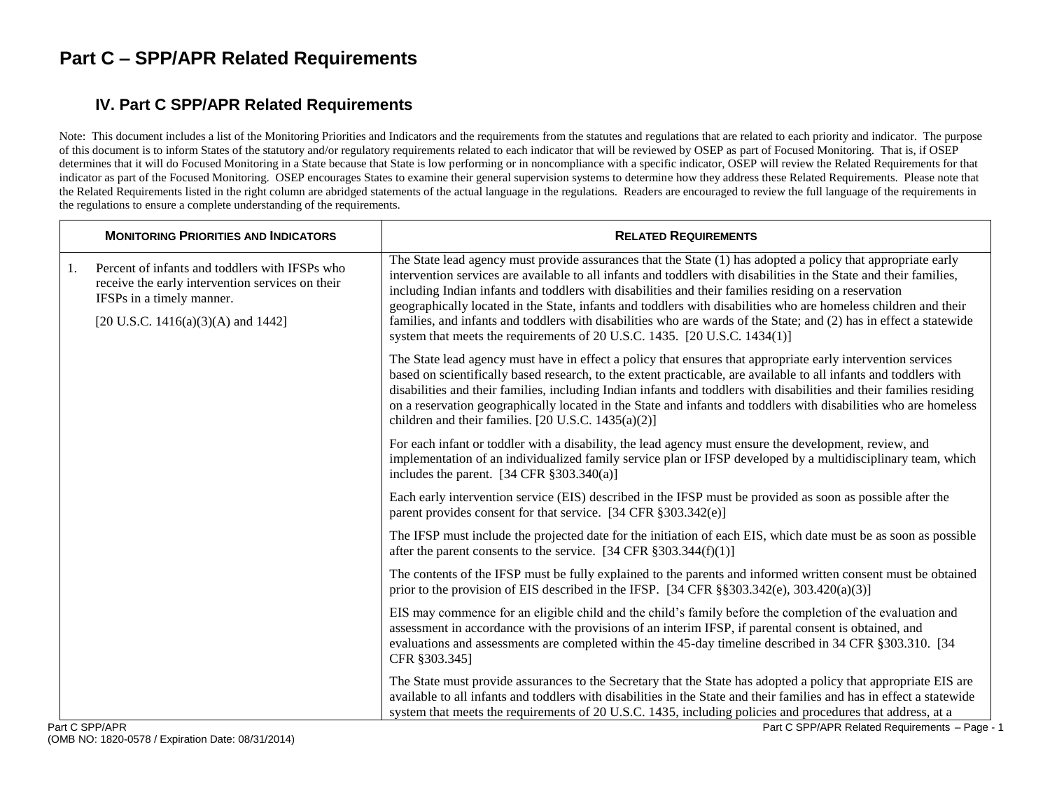# Part C – SPP/APR Related Requirements

## IV. Part C SPP/APR Related Requirements

Note: This document includes a list of the Monitoring Priorities and Indicators and the requirements from the statutes and regulations that are related to each priority and indicator. The purpose of this document is to inform States of the statutory and/or regulatory requirements related to each indicator that will be reviewed by OSEP as part of Focused Monitoring. That is, if OSEP determines that it will do Focused Monitoring in a State because that State is low performing or in noncompliance with a specific indicator, OSEP will review the Related Requirements for that indicator as part of the Focused Monitoring. OSEP encourages States to examine their general supervision systems to determine how they address these Related Requirements. Please note that the Related Requirements listed in the right column are abridged statements of the actual language in the regulations. Readers are encouraged to review the full language of the requirements in the regulations to ensure a complete understanding of the requirements.

| MONITORING PRIORITIES AND INDICATORS | RELATED REQUIREMENTS |
| --- | --- |
| 1. Percent of infants and toddlers with IFSPs who receive the early intervention services on their IFSPs in a timely manner. [20 U.S.C. 1416(a)(3)(A) and 1442] | The State lead agency must provide assurances that the State (1) has adopted a policy that appropriate early intervention services are available to all infants and toddlers with disabilities in the State and their families, including Indian infants and toddlers with disabilities and their families residing on a reservation geographically located in the State, infants and toddlers with disabilities who are homeless children and their families, and infants and toddlers with disabilities who are wards of the State; and (2) has in effect a statewide system that meets the requirements of 20 U.S.C. 1435. [20 U.S.C. 1434(1)] |
| | The State lead agency must have in effect a policy that ensures that appropriate early intervention services based on scientifically based research, to the extent practicable, are available to all infants and toddlers with disabilities and their families, including Indian infants and toddlers with disabilities and their families residing on a reservation geographically located in the State and infants and toddlers with disabilities who are homeless children and their families. [20 U.S.C. 1435(a)(2)] |
| | For each infant or toddler with a disability, the lead agency must ensure the development, review, and implementation of an individualized family service plan or IFSP developed by a multidisciplinary team, which includes the parent. [34 CFR §303.340(a)] |
| | Each early intervention service (EIS) described in the IFSP must be provided as soon as possible after the parent provides consent for that service. [34 CFR §303.342(e)] |
| | The IFSP must include the projected date for the initiation of each EIS, which date must be as soon as possible after the parent consents to the service. [34 CFR §303.344(f)(1)] |
| | The contents of the IFSP must be fully explained to the parents and informed written consent must be obtained prior to the provision of EIS described in the IFSP. [34 CFR §§303.342(e), 303.420(a)(3)] |
| | EIS may commence for an eligible child and the child's family before the completion of the evaluation and assessment in accordance with the provisions of an interim IFSP, if parental consent is obtained, and evaluations and assessments are completed within the 45-day timeline described in 34 CFR §303.310. [34 CFR §303.345] |
| | The State must provide assurances to the Secretary that the State has adopted a policy that appropriate EIS are available to all infants and toddlers with disabilities in the State and their families and has in effect a statewide system that meets the requirements of 20 U.S.C. 1435, including policies and procedures that address, at a |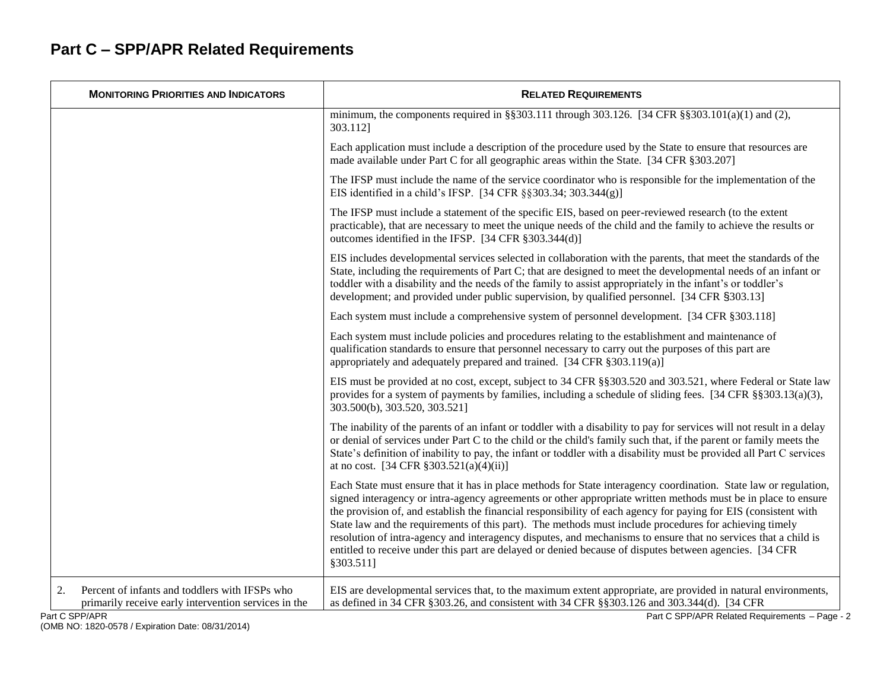# Part C – SPP/APR Related Requirements

| Monitoring Priorities and Indicators | Related Requirements |
|---|---|
| | minimum, the components required in §§303.111 through 303.126. [34 CFR §§303.101(a)(1) and (2), 303.112]<br><br>Each application must include a description of the procedure used by the State to ensure that resources are made available under Part C for all geographic areas within the State. [34 CFR §303.207]<br><br>The IFSP must include the name of the service coordinator who is responsible for the implementation of the EIS identified in a child's IFSP. [34 CFR §§303.34; 303.344(g)]<br><br>The IFSP must include a statement of the specific EIS, based on peer-reviewed research (to the extent practicable), that are necessary to meet the unique needs of the child and the family to achieve the results or outcomes identified in the IFSP. [34 CFR §303.344(d)]<br><br>EIS includes developmental services selected in collaboration with the parents, that meet the standards of the State, including the requirements of Part C; that are designed to meet the developmental needs of an infant or toddler with a disability and the needs of the family to assist appropriately in the infant's or toddler's development; and provided under public supervision, by qualified personnel. [34 CFR §303.13]<br><br>Each system must include a comprehensive system of personnel development. [34 CFR §303.118]<br><br>Each system must include policies and procedures relating to the establishment and maintenance of qualification standards to ensure that personnel necessary to carry out the purposes of this part are appropriately and adequately prepared and trained. [34 CFR §303.119(a)]<br><br>EIS must be provided at no cost, except, subject to 34 CFR §§303.520 and 303.521, where Federal or State law provides for a system of payments by families, including a schedule of sliding fees. [34 CFR §§303.13(a)(3), 303.500(b), 303.520, 303.521]<br><br>The inability of the parents of an infant or toddler with a disability to pay for services will not result in a delay or denial of services under Part C to the child or the child's family such that, if the parent or family meets the State's definition of inability to pay, the infant or toddler with a disability must be provided all Part C services at no cost. [34 CFR §303.521(a)(4)(ii)]<br><br>Each State must ensure that it has in place methods for State interagency coordination. State law or regulation, signed interagency or intra-agency agreements or other appropriate written methods must be in place to ensure the provision of, and establish the financial responsibility of each agency for paying for EIS (consistent with State law and the requirements of this part). The methods must include procedures for achieving timely resolution of intra-agency and interagency disputes, and mechanisms to ensure that no services that a child is entitled to receive under this part are delayed or denied because of disputes between agencies. [34 CFR §303.511] |
| 2. Percent of infants and toddlers with IFSPs who primarily receive early intervention services in the | EIS are developmental services that, to the maximum extent appropriate, are provided in natural environments, as defined in 34 CFR §303.26, and consistent with 34 CFR §§303.126 and 303.344(d). [34 CFR |

(OMB NO: 1820-0578 / Expiration Date: 08/31/2014)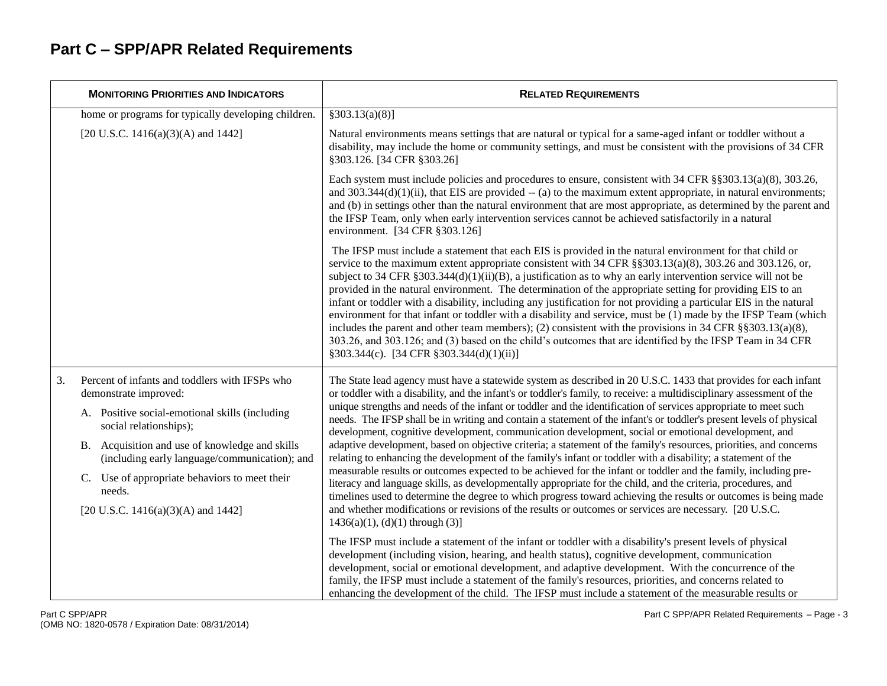# Part C – SPP/APR Related Requirements

| MONITORING PRIORITIES AND INDICATORS | RELATED REQUIREMENTS |
| --- | --- |
| home or programs for typically developing children.<br><br>[20 U.S.C. 1416(a)(3)(A) and 1442] | §303.13(a)(8)]<br><br>Natural environments means settings that are natural or typical for a same-aged infant or toddler without a disability, may include the home or community settings, and must be consistent with the provisions of 34 CFR §303.126. [34 CFR §303.26]<br><br>Each system must include policies and procedures to ensure, consistent with 34 CFR §§303.13(a)(8), 303.26, and 303.344(d)(1)(ii), that EIS are provided -- (a) to the maximum extent appropriate, in natural environments; and (b) in settings other than the natural environment that are most appropriate, as determined by the parent and the IFSP Team, only when early intervention services cannot be achieved satisfactorily in a natural environment. [34 CFR §303.126]<br><br>The IFSP must include a statement that each EIS is provided in the natural environment for that child or service to the maximum extent appropriate consistent with 34 CFR §§303.13(a)(8), 303.26 and 303.126, or, subject to 34 CFR §303.344(d)(1)(ii)(B), a justification as to why an early intervention service will not be provided in the natural environment. The determination of the appropriate setting for providing EIS to an infant or toddler with a disability, including any justification for not providing a particular EIS in the natural environment for that infant or toddler with a disability and service, must be (1) made by the IFSP Team (which includes the parent and other team members); (2) consistent with the provisions in 34 CFR §§303.13(a)(8), 303.26, and 303.126; and (3) based on the child's outcomes that are identified by the IFSP Team in 34 CFR §303.344(c). [34 CFR §303.344(d)(1)(ii)] |
| 3. Percent of infants and toddlers with IFSPs who demonstrate improved:<br><br>A. Positive social-emotional skills (including social relationships);<br><br>B. Acquisition and use of knowledge and skills (including early language/communication); and<br><br>C. Use of appropriate behaviors to meet their needs.<br><br>[20 U.S.C. 1416(a)(3)(A) and 1442] | The State lead agency must have a statewide system as described in 20 U.S.C. 1433 that provides for each infant or toddler with a disability, and the infant's or toddler's family, to receive: a multidisciplinary assessment of the unique strengths and needs of the infant or toddler and the identification of services appropriate to meet such needs. The IFSP shall be in writing and contain a statement of the infant's or toddler's present levels of physical development, cognitive development, communication development, social or emotional development, and adaptive development, based on objective criteria; a statement of the family's resources, priorities, and concerns relating to enhancing the development of the family's infant or toddler with a disability; a statement of the measurable results or outcomes expected to be achieved for the infant or toddler and the family, including pre-literacy and language skills, as developmentally appropriate for the child, and the criteria, procedures, and timelines used to determine the degree to which progress toward achieving the results or outcomes is being made and whether modifications or revisions of the results or outcomes or services are necessary. [20 U.S.C. 1436(a)(1), (d)(1) through (3)]<br><br>The IFSP must include a statement of the infant or toddler with a disability's present levels of physical development (including vision, hearing, and health status), cognitive development, communication development, social or emotional development, and adaptive development. With the concurrence of the family, the IFSP must include a statement of the family's resources, priorities, and concerns related to enhancing the development of the child. The IFSP must include a statement of the measurable results or |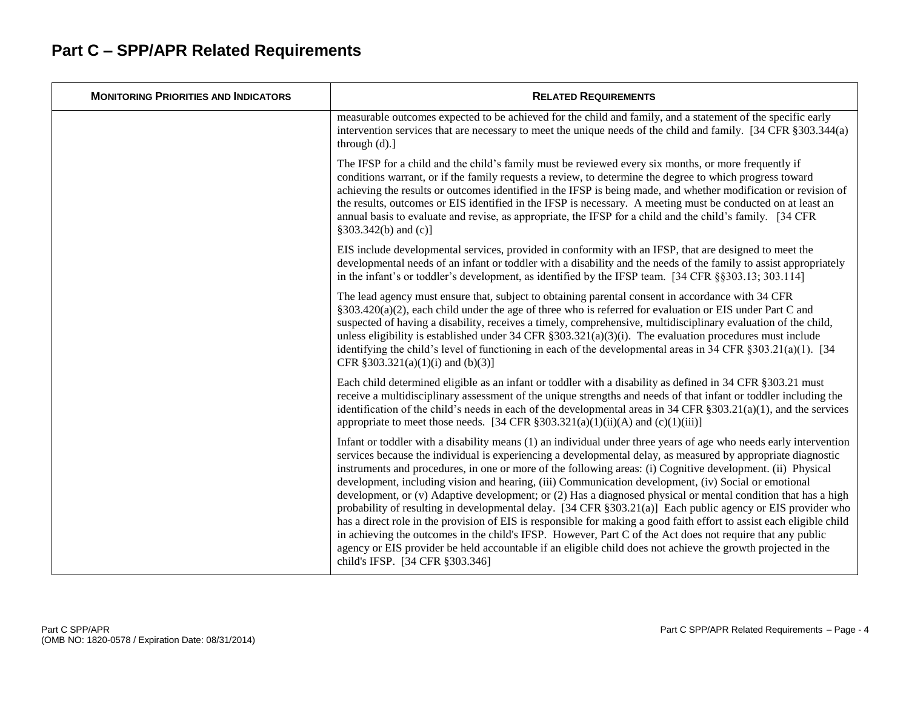# Part C – SPP/APR Related Requirements

| MONITORING PRIORITIES AND INDICATORS | RELATED REQUIREMENTS |
|---|---|
| | measurable outcomes expected to be achieved for the child and family, and a statement of the specific early intervention services that are necessary to meet the unique needs of the child and family. [34 CFR §303.344(a) through (d).] |
| | The IFSP for a child and the child's family must be reviewed every six months, or more frequently if conditions warrant, or if the family requests a review, to determine the degree to which progress toward achieving the results or outcomes identified in the IFSP is being made, and whether modification or revision of the results, outcomes or EIS identified in the IFSP is necessary. A meeting must be conducted on at least an annual basis to evaluate and revise, as appropriate, the IFSP for a child and the child's family. [34 CFR §303.342(b) and (c)] |
| | EIS include developmental services, provided in conformity with an IFSP, that are designed to meet the developmental needs of an infant or toddler with a disability and the needs of the family to assist appropriately in the infant's or toddler's development, as identified by the IFSP team. [34 CFR §§303.13; 303.114] |
| | The lead agency must ensure that, subject to obtaining parental consent in accordance with 34 CFR §303.420(a)(2), each child under the age of three who is referred for evaluation or EIS under Part C and suspected of having a disability, receives a timely, comprehensive, multidisciplinary evaluation of the child, unless eligibility is established under 34 CFR §303.321(a)(3)(i). The evaluation procedures must include identifying the child's level of functioning in each of the developmental areas in 34 CFR §303.21(a)(1). [34 CFR §303.321(a)(1)(i) and (b)(3)] |
| | Each child determined eligible as an infant or toddler with a disability as defined in 34 CFR §303.21 must receive a multidisciplinary assessment of the unique strengths and needs of that infant or toddler including the identification of the child's needs in each of the developmental areas in 34 CFR §303.21(a)(1), and the services appropriate to meet those needs. [34 CFR §303.321(a)(1)(ii)(A) and (c)(1)(iii)] |
| | Infant or toddler with a disability means (1) an individual under three years of age who needs early intervention services because the individual is experiencing a developmental delay, as measured by appropriate diagnostic instruments and procedures, in one or more of the following areas: (i) Cognitive development. (ii) Physical development, including vision and hearing, (iii) Communication development, (iv) Social or emotional development, or (v) Adaptive development; or (2) Has a diagnosed physical or mental condition that has a high probability of resulting in developmental delay. [34 CFR §303.21(a)] Each public agency or EIS provider who has a direct role in the provision of EIS is responsible for making a good faith effort to assist each eligible child in achieving the outcomes in the child's IFSP. However, Part C of the Act does not require that any public agency or EIS provider be held accountable if an eligible child does not achieve the growth projected in the child's IFSP. [34 CFR §303.346] |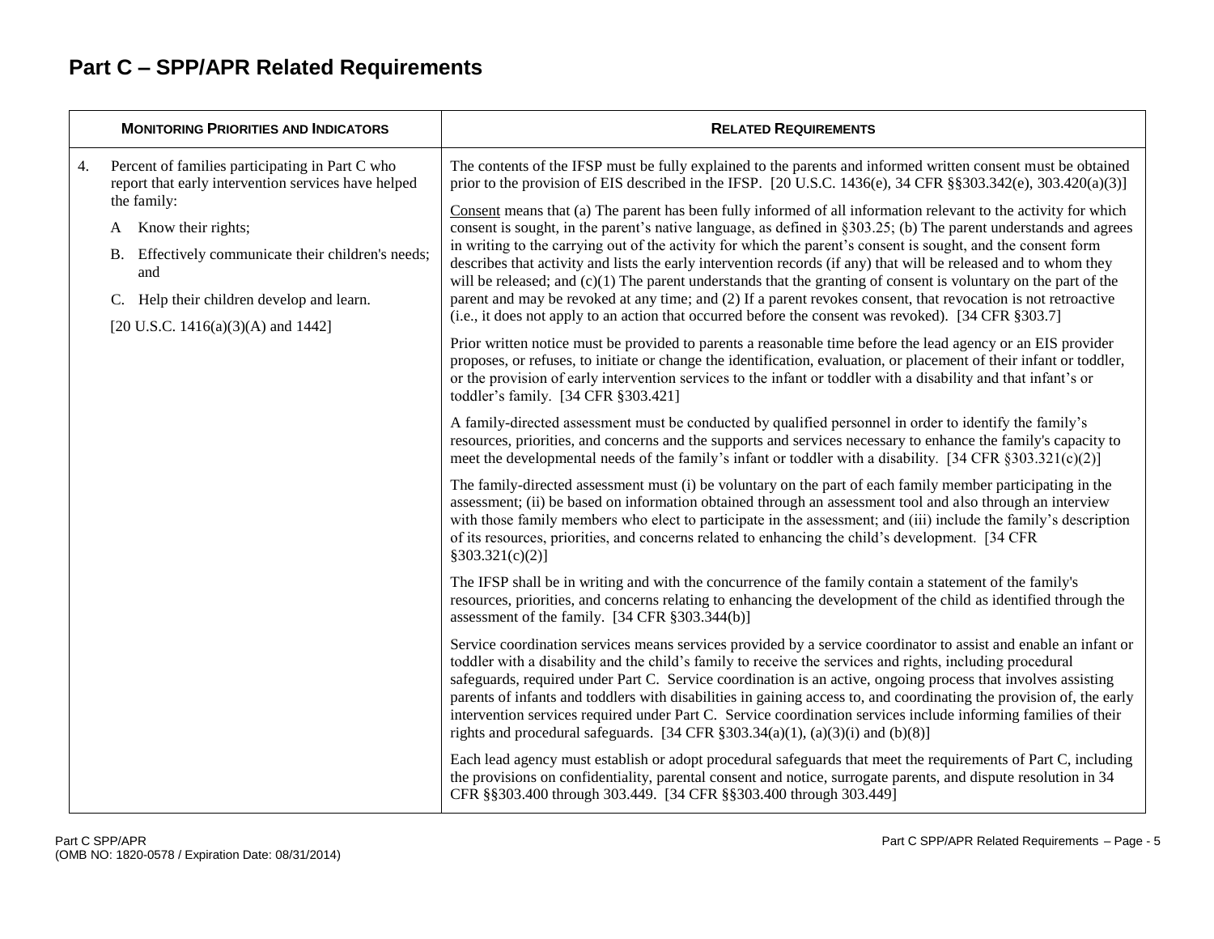# Part C – SPP/APR Related Requirements

| MONITORING PRIORITIES AND INDICATORS | RELATED REQUIREMENTS |
|---|---|
| 4. Percent of families participating in Part C who report that early intervention services have helped the family:<br>A Know their rights;<br>B. Effectively communicate their children's needs; and<br>C. Help their children develop and learn.<br>[20 U.S.C. 1416(a)(3)(A) and 1442] | The contents of the IFSP must be fully explained to the parents and informed written consent must be obtained prior to the provision of EIS described in the IFSP. [20 U.S.C. 1436(e), 34 CFR §§303.342(e), 303.420(a)(3)]<br><br>Consent means that (a) The parent has been fully informed of all information relevant to the activity for which consent is sought, in the parent's native language, as defined in §303.25; (b) The parent understands and agrees in writing to the carrying out of the activity for which the parent's consent is sought, and the consent form describes that activity and lists the early intervention records (if any) that will be released and to whom they will be released; and (c)(1) The parent understands that the granting of consent is voluntary on the part of the parent and may be revoked at any time; and (2) If a parent revokes consent, that revocation is not retroactive (i.e., it does not apply to an action that occurred before the consent was revoked). [34 CFR §303.7]<br><br>Prior written notice must be provided to parents a reasonable time before the lead agency or an EIS provider proposes, or refuses, to initiate or change the identification, evaluation, or placement of their infant or toddler, or the provision of early intervention services to the infant or toddler with a disability and that infant's or toddler's family. [34 CFR §303.421]<br><br>A family-directed assessment must be conducted by qualified personnel in order to identify the family's resources, priorities, and concerns and the supports and services necessary to enhance the family's capacity to meet the developmental needs of the family's infant or toddler with a disability. [34 CFR §303.321(c)(2)]<br><br>The family-directed assessment must (i) be voluntary on the part of each family member participating in the assessment; (ii) be based on information obtained through an assessment tool and also through an interview with those family members who elect to participate in the assessment; and (iii) include the family's description of its resources, priorities, and concerns related to enhancing the child's development. [34 CFR §303.321(c)(2)]<br><br>The IFSP shall be in writing and with the concurrence of the family contain a statement of the family's resources, priorities, and concerns relating to enhancing the development of the child as identified through the assessment of the family. [34 CFR §303.344(b)]<br><br>Service coordination services means services provided by a service coordinator to assist and enable an infant or toddler with a disability and the child's family to receive the services and rights, including procedural safeguards, required under Part C. Service coordination is an active, ongoing process that involves assisting parents of infants and toddlers with disabilities in gaining access to, and coordinating the provision of, the early intervention services required under Part C. Service coordination services include informing families of their rights and procedural safeguards. [34 CFR §303.34(a)(1), (a)(3)(i) and (b)(8)]<br><br>Each lead agency must establish or adopt procedural safeguards that meet the requirements of Part C, including the provisions on confidentiality, parental consent and notice, surrogate parents, and dispute resolution in 34 CFR §§303.400 through 303.449. [34 CFR §§303.400 through 303.449] |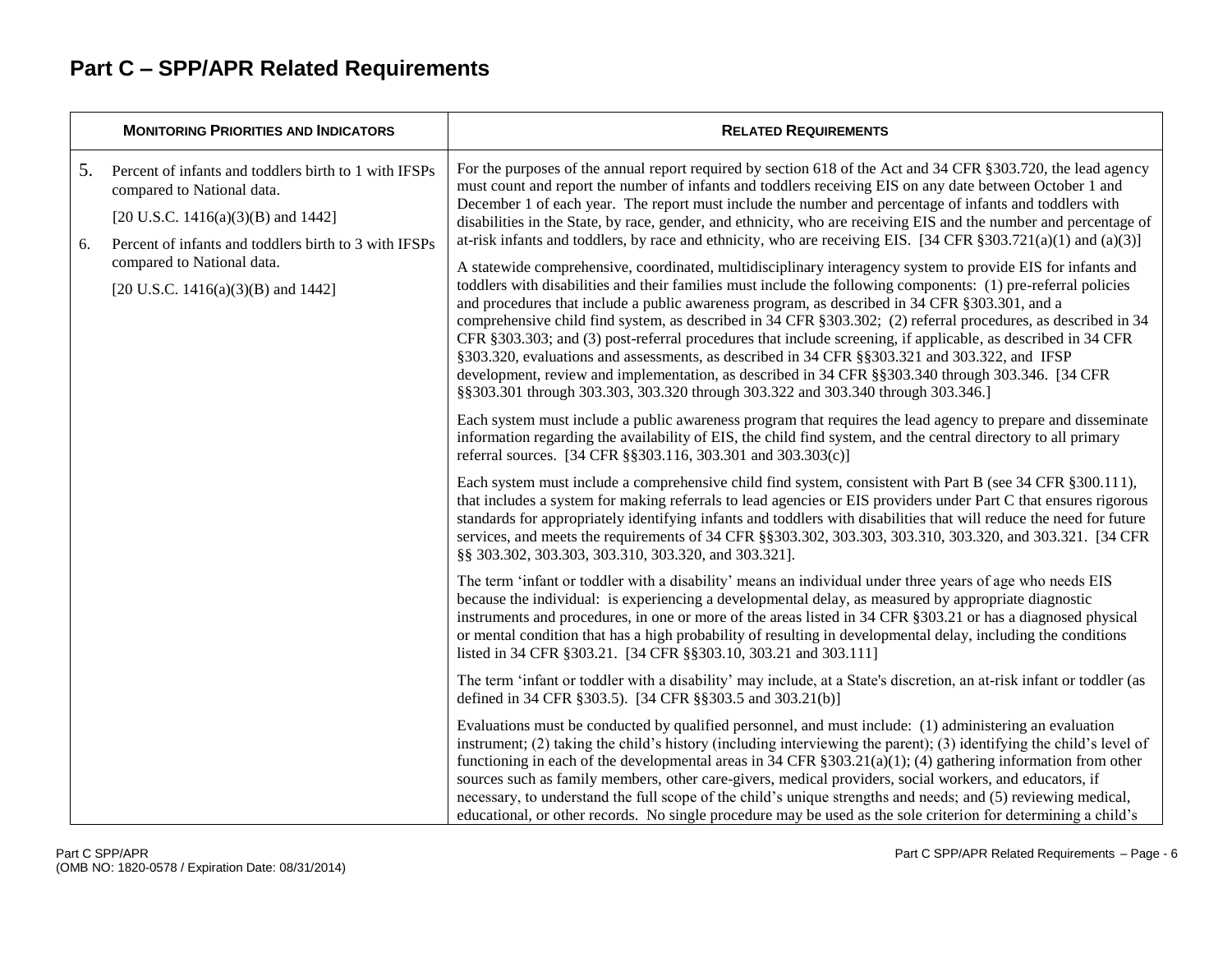# Part C – SPP/APR Related Requirements

| MONITORING PRIORITIES AND INDICATORS | RELATED REQUIREMENTS |
|---|---|
| 5. Percent of infants and toddlers birth to 1 with IFSPs compared to National data.<br><br>[20 U.S.C. 1416(a)(3)(B) and 1442]<br><br>6. Percent of infants and toddlers birth to 3 with IFSPs compared to National data.<br><br>[20 U.S.C. 1416(a)(3)(B) and 1442] | For the purposes of the annual report required by section 618 of the Act and 34 CFR §303.720, the lead agency must count and report the number of infants and toddlers receiving EIS on any date between October 1 and December 1 of each year. The report must include the number and percentage of infants and toddlers with disabilities in the State, by race, gender, and ethnicity, who are receiving EIS and the number and percentage of at-risk infants and toddlers, by race and ethnicity, who are receiving EIS. [34 CFR §303.721(a)(1) and (a)(3)]<br><br>A statewide comprehensive, coordinated, multidisciplinary interagency system to provide EIS for infants and toddlers with disabilities and their families must include the following components: (1) pre-referral policies and procedures that include a public awareness program, as described in 34 CFR §303.301, and a comprehensive child find system, as described in 34 CFR §303.302; (2) referral procedures, as described in 34 CFR §303.303; and (3) post-referral procedures that include screening, if applicable, as described in 34 CFR §303.320, evaluations and assessments, as described in 34 CFR §§303.321 and 303.322, and IFSP development, review and implementation, as described in 34 CFR §§303.340 through 303.346. [34 CFR §§303.301 through 303.303, 303.320 through 303.322 and 303.340 through 303.346.]<br><br>Each system must include a public awareness program that requires the lead agency to prepare and disseminate information regarding the availability of EIS, the child find system, and the central directory to all primary referral sources. [34 CFR §§303.116, 303.301 and 303.303(c)]<br><br>Each system must include a comprehensive child find system, consistent with Part B (see 34 CFR §300.111), that includes a system for making referrals to lead agencies or EIS providers under Part C that ensures rigorous standards for appropriately identifying infants and toddlers with disabilities that will reduce the need for future services, and meets the requirements of 34 CFR §§303.302, 303.303, 303.310, 303.320, and 303.321. [34 CFR §§ 303.302, 303.303, 303.310, 303.320, and 303.321].<br><br>The term 'infant or toddler with a disability' means an individual under three years of age who needs EIS because the individual: is experiencing a developmental delay, as measured by appropriate diagnostic instruments and procedures, in one or more of the areas listed in 34 CFR §303.21 or has a diagnosed physical or mental condition that has a high probability of resulting in developmental delay, including the conditions listed in 34 CFR §303.21. [34 CFR §§303.10, 303.21 and 303.111]<br><br>The term 'infant or toddler with a disability' may include, at a State's discretion, an at-risk infant or toddler (as defined in 34 CFR §303.5). [34 CFR §§303.5 and 303.21(b)]<br><br>Evaluations must be conducted by qualified personnel, and must include: (1) administering an evaluation instrument; (2) taking the child's history (including interviewing the parent); (3) identifying the child's level of functioning in each of the developmental areas in 34 CFR §303.21(a)(1); (4) gathering information from other sources such as family members, other care-givers, medical providers, social workers, and educators, if necessary, to understand the full scope of the child's unique strengths and needs; and (5) reviewing medical, educational, or other records. No single procedure may be used as the sole criterion for determining a child's |

Part C SPP/APR
(OMB NO: 1820-0578 / Expiration Date: 08/31/2014)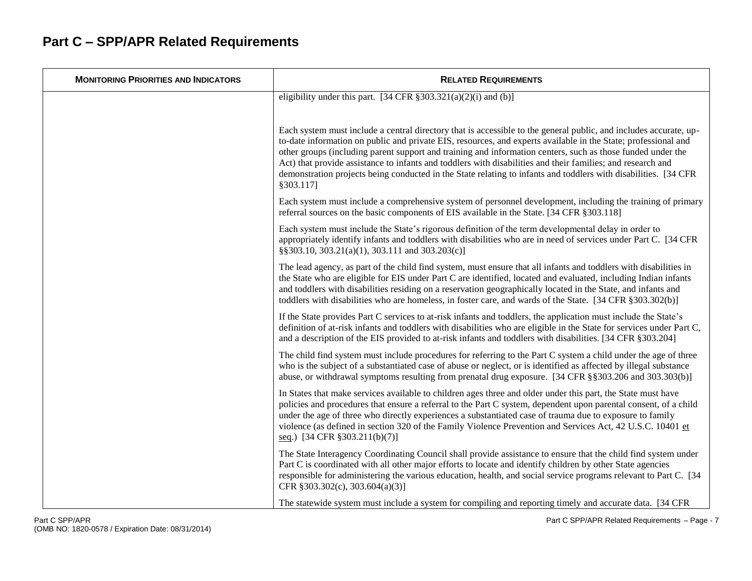## Part C – SPP/APR Related Requirements

| MONITORING PRIORITIES AND INDICATORS | RELATED REQUIREMENTS |
|---|---|
| | eligibility under this part. [34 CFR §303.321(a)(2)(i) and (b)] |
| | Each system must include a central directory that is accessible to the general public, and includes accurate, up-to-date information on public and private EIS, resources, and experts available in the State; professional and other groups (including parent support and training and information centers, such as those funded under the Act) that provide assistance to infants and toddlers with disabilities and their families; and research and demonstration projects being conducted in the State relating to infants and toddlers with disabilities. [34 CFR §303.117] |
| | Each system must include a comprehensive system of personnel development, including the training of primary referral sources on the basic components of EIS available in the State. [34 CFR §303.118] |
| | Each system must include the State's rigorous definition of the term developmental delay in order to appropriately identify infants and toddlers with disabilities who are in need of services under Part C. [34 CFR §§303.10, 303.21(a)(1), 303.111 and 303.203(c)] |
| | The lead agency, as part of the child find system, must ensure that all infants and toddlers with disabilities in the State who are eligible for EIS under Part C are identified, located and evaluated, including Indian infants and toddlers with disabilities residing on a reservation geographically located in the State, and infants and toddlers with disabilities who are homeless, in foster care, and wards of the State. [34 CFR §303.302(b)] |
| | If the State provides Part C services to at-risk infants and toddlers, the application must include the State's definition of at-risk infants and toddlers with disabilities who are eligible in the State for services under Part C, and a description of the EIS provided to at-risk infants and toddlers with disabilities. [34 CFR §303.204] |
| | The child find system must include procedures for referring to the Part C system a child under the age of three who is the subject of a substantiated case of abuse or neglect, or is identified as affected by illegal substance abuse, or withdrawal symptoms resulting from prenatal drug exposure. [34 CFR §§303.206 and 303.303(b)] |
| | In States that make services available to children ages three and older under this part, the State must have policies and procedures that ensure a referral to the Part C system, dependent upon parental consent, of a child under the age of three who directly experiences a substantiated case of trauma due to exposure to family violence (as defined in section 320 of the Family Violence Prevention and Services Act, 42 U.S.C. 10401 et seq.) [34 CFR §303.211(b)(7)] |
| | The State Interagency Coordinating Council shall provide assistance to ensure that the child find system under Part C is coordinated with all other major efforts to locate and identify children by other State agencies responsible for administering the various education, health, and social service programs relevant to Part C. [34 CFR §303.302(c), 303.604(a)(3)] |
| | The statewide system must include a system for compiling and reporting timely and accurate data. [34 CFR |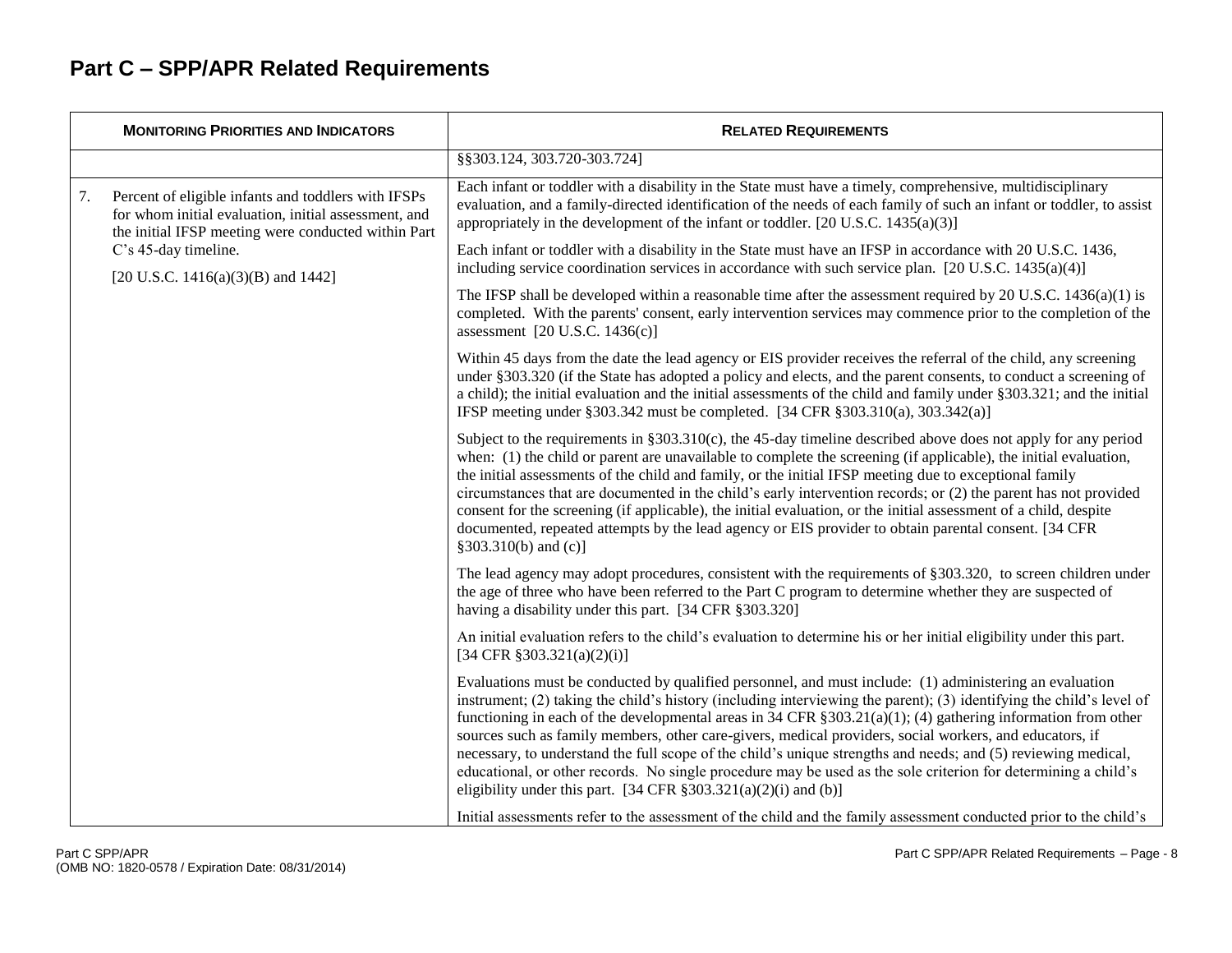# Part C – SPP/APR Related Requirements

| MONITORING PRIORITIES AND INDICATORS | RELATED REQUIREMENTS |
|---|---|
| | §§303.124, 303.720-303.724] |
| 7. Percent of eligible infants and toddlers with IFSPs for whom initial evaluation, initial assessment, and the initial IFSP meeting were conducted within Part C's 45-day timeline. [20 U.S.C. 1416(a)(3)(B) and 1442] | Each infant or toddler with a disability in the State must have a timely, comprehensive, multidisciplinary evaluation, and a family-directed identification of the needs of each family of such an infant or toddler, to assist appropriately in the development of the infant or toddler. [20 U.S.C. 1435(a)(3)] |
| | Each infant or toddler with a disability in the State must have an IFSP in accordance with 20 U.S.C. 1436, including service coordination services in accordance with such service plan. [20 U.S.C. 1435(a)(4)] |
| | The IFSP shall be developed within a reasonable time after the assessment required by 20 U.S.C. 1436(a)(1) is completed. With the parents' consent, early intervention services may commence prior to the completion of the assessment [20 U.S.C. 1436(c)] |
| | Within 45 days from the date the lead agency or EIS provider receives the referral of the child, any screening under §303.320 (if the State has adopted a policy and elects, and the parent consents, to conduct a screening of a child); the initial evaluation and the initial assessments of the child and family under §303.321; and the initial IFSP meeting under §303.342 must be completed. [34 CFR §303.310(a), 303.342(a)] |
| | Subject to the requirements in §303.310(c), the 45-day timeline described above does not apply for any period when: (1) the child or parent are unavailable to complete the screening (if applicable), the initial evaluation, the initial assessments of the child and family, or the initial IFSP meeting due to exceptional family circumstances that are documented in the child's early intervention records; or (2) the parent has not provided consent for the screening (if applicable), the initial evaluation, or the initial assessment of a child, despite documented, repeated attempts by the lead agency or EIS provider to obtain parental consent. [34 CFR §303.310(b) and (c)] |
| | The lead agency may adopt procedures, consistent with the requirements of §303.320, to screen children under the age of three who have been referred to the Part C program to determine whether they are suspected of having a disability under this part. [34 CFR §303.320] |
| | An initial evaluation refers to the child's evaluation to determine his or her initial eligibility under this part. [34 CFR §303.321(a)(2)(i)] |
| | Evaluations must be conducted by qualified personnel, and must include: (1) administering an evaluation instrument; (2) taking the child's history (including interviewing the parent); (3) identifying the child's level of functioning in each of the developmental areas in 34 CFR §303.21(a)(1); (4) gathering information from other sources such as family members, other care-givers, medical providers, social workers, and educators, if necessary, to understand the full scope of the child's unique strengths and needs; and (5) reviewing medical, educational, or other records. No single procedure may be used as the sole criterion for determining a child's eligibility under this part. [34 CFR §303.321(a)(2)(i) and (b)] |
| | Initial assessments refer to the assessment of the child and the family assessment conducted prior to the child's |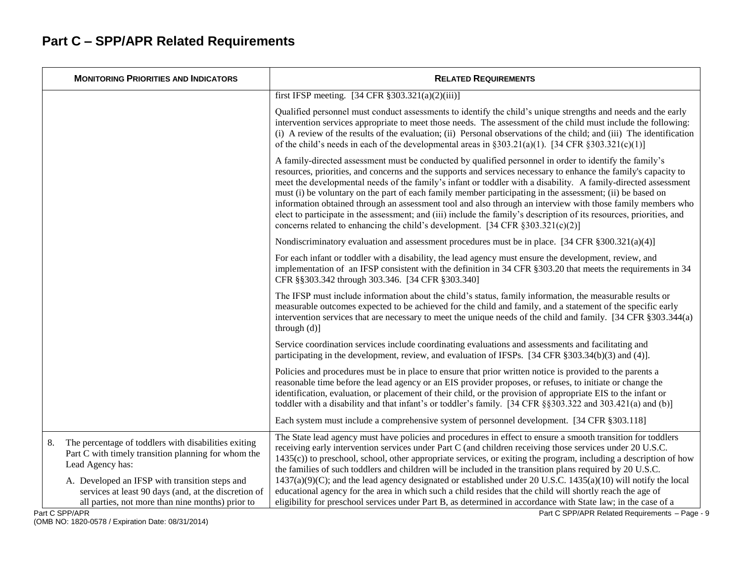# Part C – SPP/APR Related Requirements

| MONITORING PRIORITIES AND INDICATORS | RELATED REQUIREMENTS |
|---|---|
| | first IFSP meeting. [34 CFR §303.321(a)(2)(iii)]<br><br>Qualified personnel must conduct assessments to identify the child's unique strengths and needs and the early intervention services appropriate to meet those needs. The assessment of the child must include the following: (i) A review of the results of the evaluation; (ii) Personal observations of the child; and (iii) The identification of the child's needs in each of the developmental areas in §303.21(a)(1). [34 CFR §303.321(c)(1)]<br><br>A family-directed assessment must be conducted by qualified personnel in order to identify the family's resources, priorities, and concerns and the supports and services necessary to enhance the family's capacity to meet the developmental needs of the family's infant or toddler with a disability. A family-directed assessment must (i) be voluntary on the part of each family member participating in the assessment; (ii) be based on information obtained through an assessment tool and also through an interview with those family members who elect to participate in the assessment; and (iii) include the family's description of its resources, priorities, and concerns related to enhancing the child's development. [34 CFR §303.321(c)(2)]<br><br>Nondiscriminatory evaluation and assessment procedures must be in place. [34 CFR §300.321(a)(4)]<br><br>For each infant or toddler with a disability, the lead agency must ensure the development, review, and implementation of an IFSP consistent with the definition in 34 CFR §303.20 that meets the requirements in 34 CFR §§303.342 through 303.346. [34 CFR §303.340]<br><br>The IFSP must include information about the child's status, family information, the measurable results or measurable outcomes expected to be achieved for the child and family, and a statement of the specific early intervention services that are necessary to meet the unique needs of the child and family. [34 CFR §303.344(a) through (d)]<br><br>Service coordination services include coordinating evaluations and assessments and facilitating and participating in the development, review, and evaluation of IFSPs. [34 CFR §303.34(b)(3) and (4)].<br><br>Policies and procedures must be in place to ensure that prior written notice is provided to the parents a reasonable time before the lead agency or an EIS provider proposes, or refuses, to initiate or change the identification, evaluation, or placement of their child, or the provision of appropriate EIS to the infant or toddler with a disability and that infant's or toddler's family. [34 CFR §§303.322 and 303.421(a) and (b)]<br><br>Each system must include a comprehensive system of personnel development. [34 CFR §303.118] |
| 8. The percentage of toddlers with disabilities exiting Part C with timely transition planning for whom the Lead Agency has:<br><br>A. Developed an IFSP with transition steps and services at least 90 days (and, at the discretion of all parties, not more than nine months) prior to | The State lead agency must have policies and procedures in effect to ensure a smooth transition for toddlers receiving early intervention services under Part C (and children receiving those services under 20 U.S.C. 1435(c)) to preschool, school, other appropriate services, or exiting the program, including a description of how the families of such toddlers and children will be included in the transition plans required by 20 U.S.C. 1437(a)(9)(C); and the lead agency designated or established under 20 U.S.C. 1435(a)(10) will notify the local educational agency for the area in which such a child resides that the child will shortly reach the age of eligibility for preschool services under Part B, as determined in accordance with State law; in the case of a |

(OMB NO: 1820-0578 / Expiration Date: 08/31/2014)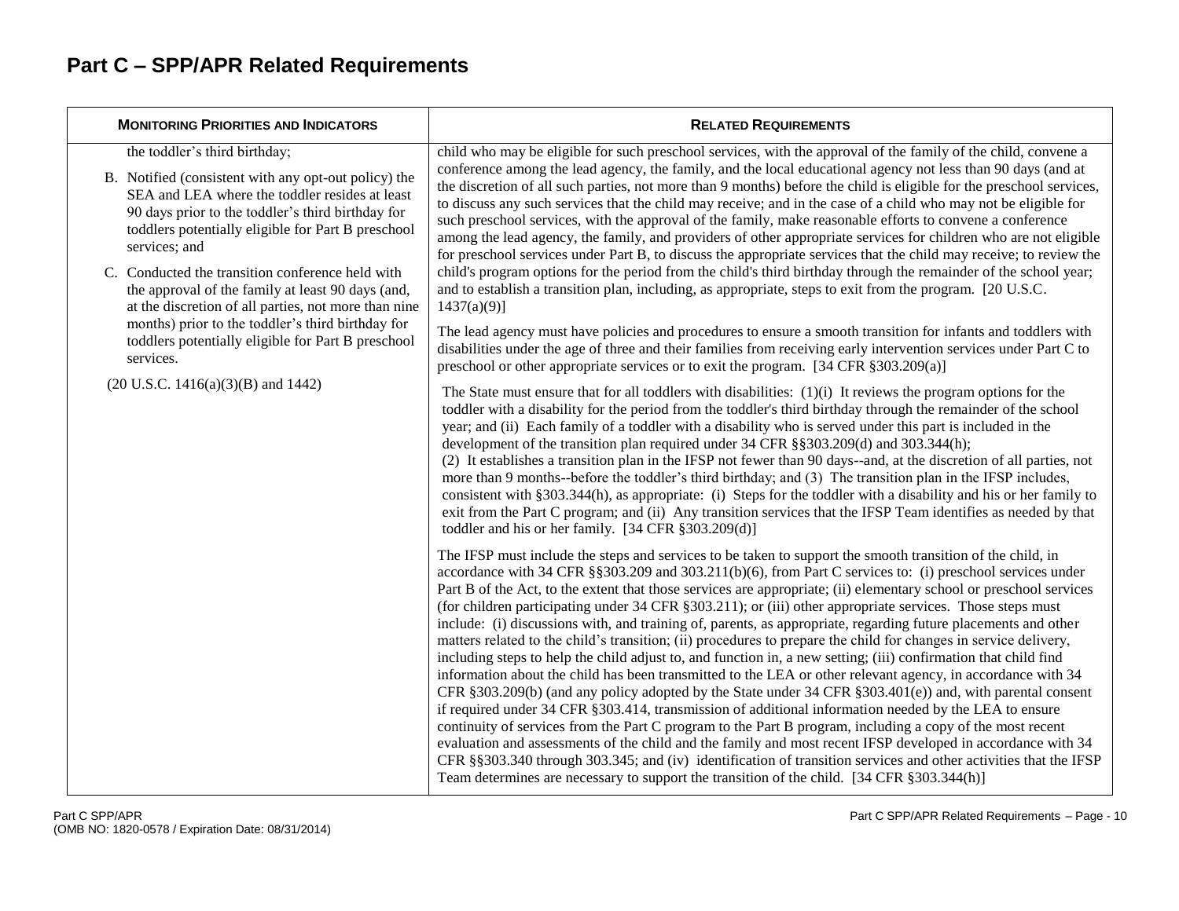## Part C – SPP/APR Related Requirements

| MONITORING PRIORITIES AND INDICATORS | RELATED REQUIREMENTS |
| --- | --- |
| the toddler's third birthday;<br><br>B. Notified (consistent with any opt-out policy) the SEA and LEA where the toddler resides at least 90 days prior to the toddler's third birthday for toddlers potentially eligible for Part B preschool services; and<br><br>C. Conducted the transition conference held with the approval of the family at least 90 days (and, at the discretion of all parties, not more than nine months) prior to the toddler's third birthday for toddlers potentially eligible for Part B preschool services.<br><br>(20 U.S.C. 1416(a)(3)(B) and 1442) | child who may be eligible for such preschool services, with the approval of the family of the child, convene a conference among the lead agency, the family, and the local educational agency not less than 90 days (and at the discretion of all such parties, not more than 9 months) before the child is eligible for the preschool services, to discuss any such services that the child may receive; and in the case of a child who may not be eligible for such preschool services, with the approval of the family, make reasonable efforts to convene a conference among the lead agency, the family, and providers of other appropriate services for children who are not eligible for preschool services under Part B, to discuss the appropriate services that the child may receive; to review the child's program options for the period from the child's third birthday through the remainder of the school year; and to establish a transition plan, including, as appropriate, steps to exit from the program. [20 U.S.C. 1437(a)(9)]<br><br>The lead agency must have policies and procedures to ensure a smooth transition for infants and toddlers with disabilities under the age of three and their families from receiving early intervention services under Part C to preschool or other appropriate services or to exit the program. [34 CFR §303.209(a)]<br><br>The State must ensure that for all toddlers with disabilities: (1)(i) It reviews the program options for the toddler with a disability for the period from the toddler's third birthday through the remainder of the school year; and (ii) Each family of a toddler with a disability who is served under this part is included in the development of the transition plan required under 34 CFR §§303.209(d) and 303.344(h);<br>(2) It establishes a transition plan in the IFSP not fewer than 90 days--and, at the discretion of all parties, not more than 9 months--before the toddler's third birthday; and (3) The transition plan in the IFSP includes, consistent with §303.344(h), as appropriate: (i) Steps for the toddler with a disability and his or her family to exit from the Part C program; and (ii) Any transition services that the IFSP Team identifies as needed by that toddler and his or her family. [34 CFR §303.209(d)]<br><br>The IFSP must include the steps and services to be taken to support the smooth transition of the child, in accordance with 34 CFR §§303.209 and 303.211(b)(6), from Part C services to: (i) preschool services under Part B of the Act, to the extent that those services are appropriate; (ii) elementary school or preschool services (for children participating under 34 CFR §303.211); or (iii) other appropriate services. Those steps must include: (i) discussions with, and training of, parents, as appropriate, regarding future placements and other matters related to the child's transition; (ii) procedures to prepare the child for changes in service delivery, including steps to help the child adjust to, and function in, a new setting; (iii) confirmation that child find information about the child has been transmitted to the LEA or other relevant agency, in accordance with 34 CFR §303.209(b) (and any policy adopted by the State under 34 CFR §303.401(e)) and, with parental consent if required under 34 CFR §303.414, transmission of additional information needed by the LEA to ensure continuity of services from the Part C program to the Part B program, including a copy of the most recent evaluation and assessments of the child and the family and most recent IFSP developed in accordance with 34 CFR §§303.340 through 303.345; and (iv) identification of transition services and other activities that the IFSP Team determines are necessary to support the transition of the child. [34 CFR §303.344(h)] |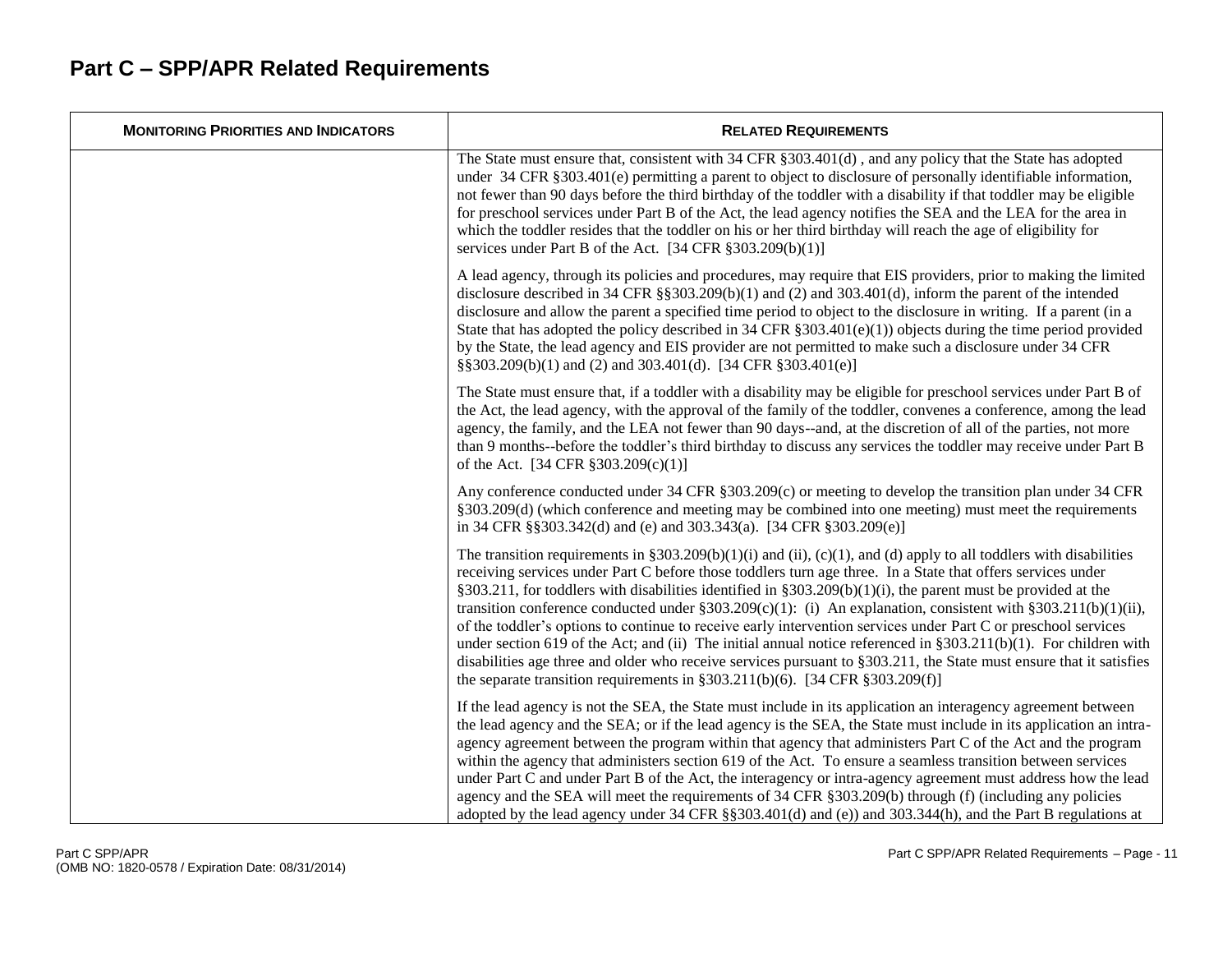## Part C – SPP/APR Related Requirements

| Monitoring Priorities and Indicators | Related Requirements |
| --- | --- |
| | The State must ensure that, consistent with 34 CFR §303.401(d) , and any policy that the State has adopted under 34 CFR §303.401(e) permitting a parent to object to disclosure of personally identifiable information, not fewer than 90 days before the third birthday of the toddler with a disability if that toddler may be eligible for preschool services under Part B of the Act, the lead agency notifies the SEA and the LEA for the area in which the toddler resides that the toddler on his or her third birthday will reach the age of eligibility for services under Part B of the Act. [34 CFR §303.209(b)(1)]<br><br>A lead agency, through its policies and procedures, may require that EIS providers, prior to making the limited disclosure described in 34 CFR §§303.209(b)(1) and (2) and 303.401(d), inform the parent of the intended disclosure and allow the parent a specified time period to object to the disclosure in writing. If a parent (in a State that has adopted the policy described in 34 CFR §303.401(e)(1)) objects during the time period provided by the State, the lead agency and EIS provider are not permitted to make such a disclosure under 34 CFR §§303.209(b)(1) and (2) and 303.401(d). [34 CFR §303.401(e)]<br><br>The State must ensure that, if a toddler with a disability may be eligible for preschool services under Part B of the Act, the lead agency, with the approval of the family of the toddler, convenes a conference, among the lead agency, the family, and the LEA not fewer than 90 days--and, at the discretion of all of the parties, not more than 9 months--before the toddler's third birthday to discuss any services the toddler may receive under Part B of the Act. [34 CFR §303.209(c)(1)]<br><br>Any conference conducted under 34 CFR §303.209(c) or meeting to develop the transition plan under 34 CFR §303.209(d) (which conference and meeting may be combined into one meeting) must meet the requirements in 34 CFR §§303.342(d) and (e) and 303.343(a). [34 CFR §303.209(e)]<br><br>The transition requirements in §303.209(b)(1)(i) and (ii), (c)(1), and (d) apply to all toddlers with disabilities receiving services under Part C before those toddlers turn age three. In a State that offers services under §303.211, for toddlers with disabilities identified in §303.209(b)(1)(i), the parent must be provided at the transition conference conducted under §303.209(c)(1): (i) An explanation, consistent with §303.211(b)(1)(ii), of the toddler's options to continue to receive early intervention services under Part C or preschool services under section 619 of the Act; and (ii) The initial annual notice referenced in §303.211(b)(1). For children with disabilities age three and older who receive services pursuant to §303.211, the State must ensure that it satisfies the separate transition requirements in §303.211(b)(6). [34 CFR §303.209(f)]<br><br>If the lead agency is not the SEA, the State must include in its application an interagency agreement between the lead agency and the SEA; or if the lead agency is the SEA, the State must include in its application an intra-agency agreement between the program within that agency that administers Part C of the Act and the program within the agency that administers section 619 of the Act. To ensure a seamless transition between services under Part C and under Part B of the Act, the interagency or intra-agency agreement must address how the lead agency and the SEA will meet the requirements of 34 CFR §303.209(b) through (f) (including any policies adopted by the lead agency under 34 CFR §§303.401(d) and (e)) and 303.344(h), and the Part B regulations at |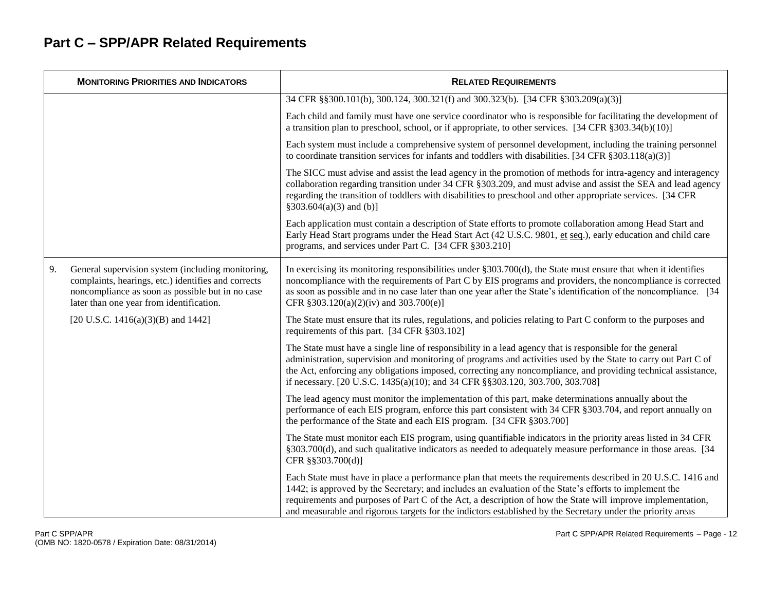# Part C – SPP/APR Related Requirements

| Monitoring Priorities and Indicators | Related Requirements |
| --- | --- |
| | 34 CFR §§300.101(b), 300.124, 300.321(f) and 300.323(b). [34 CFR §303.209(a)(3)] |
| | Each child and family must have one service coordinator who is responsible for facilitating the development of a transition plan to preschool, school, or if appropriate, to other services. [34 CFR §303.34(b)(10)] |
| | Each system must include a comprehensive system of personnel development, including the training personnel to coordinate transition services for infants and toddlers with disabilities. [34 CFR §303.118(a)(3)] |
| | The SICC must advise and assist the lead agency in the promotion of methods for intra-agency and interagency collaboration regarding transition under 34 CFR §303.209, and must advise and assist the SEA and lead agency regarding the transition of toddlers with disabilities to preschool and other appropriate services. [34 CFR §303.604(a)(3) and (b)] |
| | Each application must contain a description of State efforts to promote collaboration among Head Start and Early Head Start programs under the Head Start Act (42 U.S.C. 9801, et seq.), early education and child care programs, and services under Part C. [34 CFR §303.210] |
| 9. General supervision system (including monitoring, complaints, hearings, etc.) identifies and corrects noncompliance as soon as possible but in no case later than one year from identification.<br><br>[20 U.S.C. 1416(a)(3)(B) and 1442] | In exercising its monitoring responsibilities under §303.700(d), the State must ensure that when it identifies noncompliance with the requirements of Part C by EIS programs and providers, the noncompliance is corrected as soon as possible and in no case later than one year after the State's identification of the noncompliance. [34 CFR §303.120(a)(2)(iv) and 303.700(e)] |
| | The State must ensure that its rules, regulations, and policies relating to Part C conform to the purposes and requirements of this part. [34 CFR §303.102] |
| | The State must have a single line of responsibility in a lead agency that is responsible for the general administration, supervision and monitoring of programs and activities used by the State to carry out Part C of the Act, enforcing any obligations imposed, correcting any noncompliance, and providing technical assistance, if necessary. [20 U.S.C. 1435(a)(10); and 34 CFR §§303.120, 303.700, 303.708] |
| | The lead agency must monitor the implementation of this part, make determinations annually about the performance of each EIS program, enforce this part consistent with 34 CFR §303.704, and report annually on the performance of the State and each EIS program. [34 CFR §303.700] |
| | The State must monitor each EIS program, using quantifiable indicators in the priority areas listed in 34 CFR §303.700(d), and such qualitative indicators as needed to adequately measure performance in those areas. [34 CFR §§303.700(d)] |
| | Each State must have in place a performance plan that meets the requirements described in 20 U.S.C. 1416 and 1442; is approved by the Secretary; and includes an evaluation of the State's efforts to implement the requirements and purposes of Part C of the Act, a description of how the State will improve implementation, and measurable and rigorous targets for the indictors established by the Secretary under the priority areas |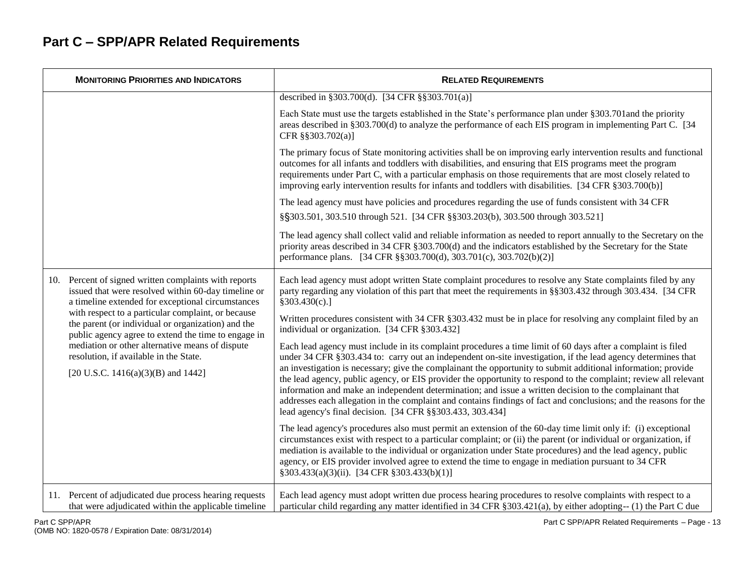# Part C – SPP/APR Related Requirements

| MONITORING PRIORITIES AND INDICATORS | RELATED REQUIREMENTS |
|---|---|
| | described in §303.700(d). [34 CFR §§303.701(a)]<br><br>Each State must use the targets established in the State's performance plan under §303.701and the priority areas described in §303.700(d) to analyze the performance of each EIS program in implementing Part C. [34 CFR §§303.702(a)]<br><br>The primary focus of State monitoring activities shall be on improving early intervention results and functional outcomes for all infants and toddlers with disabilities, and ensuring that EIS programs meet the program requirements under Part C, with a particular emphasis on those requirements that are most closely related to improving early intervention results for infants and toddlers with disabilities. [34 CFR §303.700(b)]<br><br>The lead agency must have policies and procedures regarding the use of funds consistent with 34 CFR §§303.501, 303.510 through 521. [34 CFR §§303.203(b), 303.500 through 303.521]<br><br>The lead agency shall collect valid and reliable information as needed to report annually to the Secretary on the priority areas described in 34 CFR §303.700(d) and the indicators established by the Secretary for the State performance plans. [34 CFR §§303.700(d), 303.701(c), 303.702(b)(2)] |
| 10. Percent of signed written complaints with reports issued that were resolved within 60-day timeline or a timeline extended for exceptional circumstances with respect to a particular complaint, or because the parent (or individual or organization) and the public agency agree to extend the time to engage in mediation or other alternative means of dispute resolution, if available in the State.<br><br>[20 U.S.C. 1416(a)(3)(B) and 1442] | Each lead agency must adopt written State complaint procedures to resolve any State complaints filed by any party regarding any violation of this part that meet the requirements in §§303.432 through 303.434. [34 CFR §303.430(c).]<br><br>Written procedures consistent with 34 CFR §303.432 must be in place for resolving any complaint filed by an individual or organization. [34 CFR §303.432]<br><br>Each lead agency must include in its complaint procedures a time limit of 60 days after a complaint is filed under 34 CFR §303.434 to: carry out an independent on-site investigation, if the lead agency determines that an investigation is necessary; give the complainant the opportunity to submit additional information; provide the lead agency, public agency, or EIS provider the opportunity to respond to the complaint; review all relevant information and make an independent determination; and issue a written decision to the complainant that addresses each allegation in the complaint and contains findings of fact and conclusions; and the reasons for the lead agency's final decision. [34 CFR §§303.433, 303.434]<br><br>The lead agency's procedures also must permit an extension of the 60-day time limit only if: (i) exceptional circumstances exist with respect to a particular complaint; or (ii) the parent (or individual or organization, if mediation is available to the individual or organization under State procedures) and the lead agency, public agency, or EIS provider involved agree to extend the time to engage in mediation pursuant to 34 CFR §303.433(a)(3)(ii). [34 CFR §303.433(b)(1)] |
| 11. Percent of adjudicated due process hearing requests that were adjudicated within the applicable timeline | Each lead agency must adopt written due process hearing procedures to resolve complaints with respect to a particular child regarding any matter identified in 34 CFR §303.421(a), by either adopting-- (1) the Part C due |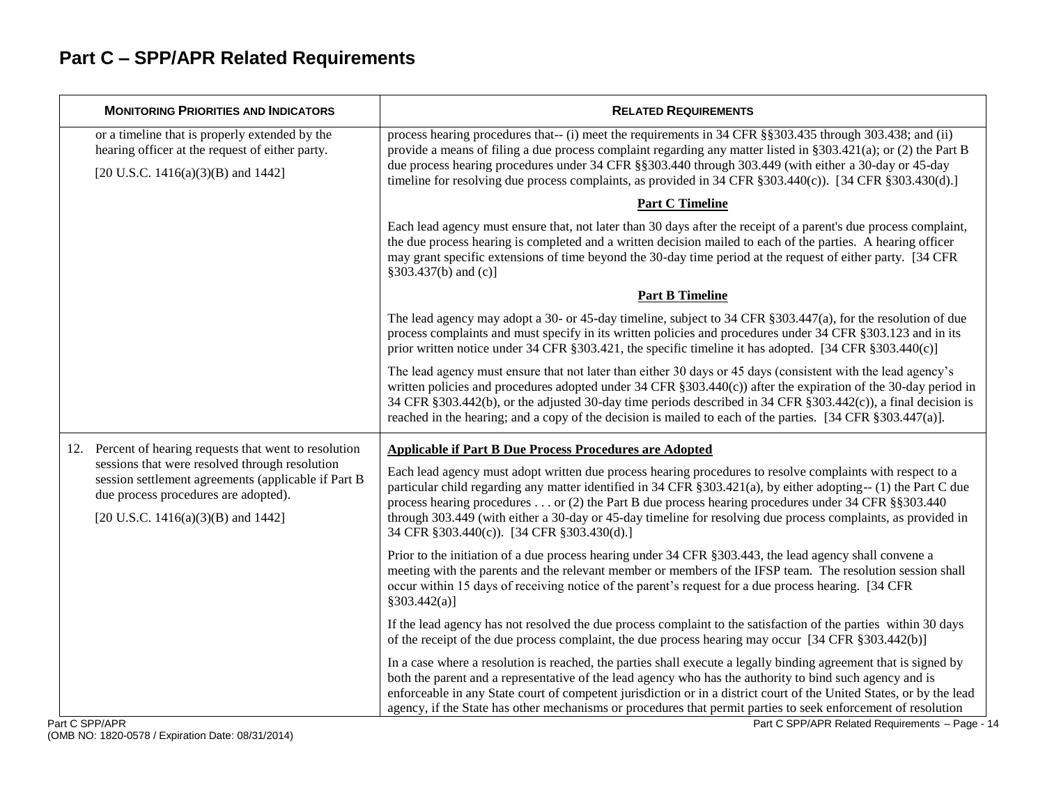## Part C – SPP/APR Related Requirements

| MONITORING PRIORITIES AND INDICATORS | RELATED REQUIREMENTS |
|---|---|
| or a timeline that is properly extended by the hearing officer at the request of either party.<br><br>[20 U.S.C. 1416(a)(3)(B) and 1442] | process hearing procedures that-- (i) meet the requirements in 34 CFR §§303.435 through 303.438; and (ii) provide a means of filing a due process complaint regarding any matter listed in §303.421(a); or (2) the Part B due process hearing procedures under 34 CFR §§303.440 through 303.449 (with either a 30-day or 45-day timeline for resolving due process complaints, as provided in 34 CFR §303.440(c)). [34 CFR §303.430(d).]<br><br>**Part C Timeline**<br><br>Each lead agency must ensure that, not later than 30 days after the receipt of a parent's due process complaint, the due process hearing is completed and a written decision mailed to each of the parties. A hearing officer may grant specific extensions of time beyond the 30-day time period at the request of either party. [34 CFR §303.437(b) and (c)]<br><br>**Part B Timeline**<br><br>The lead agency may adopt a 30- or 45-day timeline, subject to 34 CFR §303.447(a), for the resolution of due process complaints and must specify in its written policies and procedures under 34 CFR §303.123 and in its prior written notice under 34 CFR §303.421, the specific timeline it has adopted. [34 CFR §303.440(c)]<br><br>The lead agency must ensure that not later than either 30 days or 45 days (consistent with the lead agency's written policies and procedures adopted under 34 CFR §303.440(c)) after the expiration of the 30-day period in 34 CFR §303.442(b), or the adjusted 30-day time periods described in 34 CFR §303.442(c)), a final decision is reached in the hearing; and a copy of the decision is mailed to each of the parties. [34 CFR §303.447(a)]. |
| 12. Percent of hearing requests that went to resolution sessions that were resolved through resolution session settlement agreements (applicable if Part B due process procedures are adopted).<br><br>[20 U.S.C. 1416(a)(3)(B) and 1442] | **Applicable if Part B Due Process Procedures are Adopted**<br><br>Each lead agency must adopt written due process hearing procedures to resolve complaints with respect to a particular child regarding any matter identified in 34 CFR §303.421(a), by either adopting-- (1) the Part C due process hearing procedures . . . or (2) the Part B due process hearing procedures under 34 CFR §§303.440 through 303.449 (with either a 30-day or 45-day timeline for resolving due process complaints, as provided in 34 CFR §303.440(c)). [34 CFR §303.430(d).]<br><br>Prior to the initiation of a due process hearing under 34 CFR §303.443, the lead agency shall convene a meeting with the parents and the relevant member or members of the IFSP team. The resolution session shall occur within 15 days of receiving notice of the parent's request for a due process hearing. [34 CFR §303.442(a)]<br><br>If the lead agency has not resolved the due process complaint to the satisfaction of the parties within 30 days of the receipt of the due process complaint, the due process hearing may occur [34 CFR §303.442(b)]<br><br>In a case where a resolution is reached, the parties shall execute a legally binding agreement that is signed by both the parent and a representative of the lead agency who has the authority to bind such agency and is enforceable in any State court of competent jurisdiction or in a district court of the United States, or by the lead agency, if the State has other mechanisms or procedures that permit parties to seek enforcement of resolution |

(OMB NO: 1820-0578 / Expiration Date: 08/31/2014)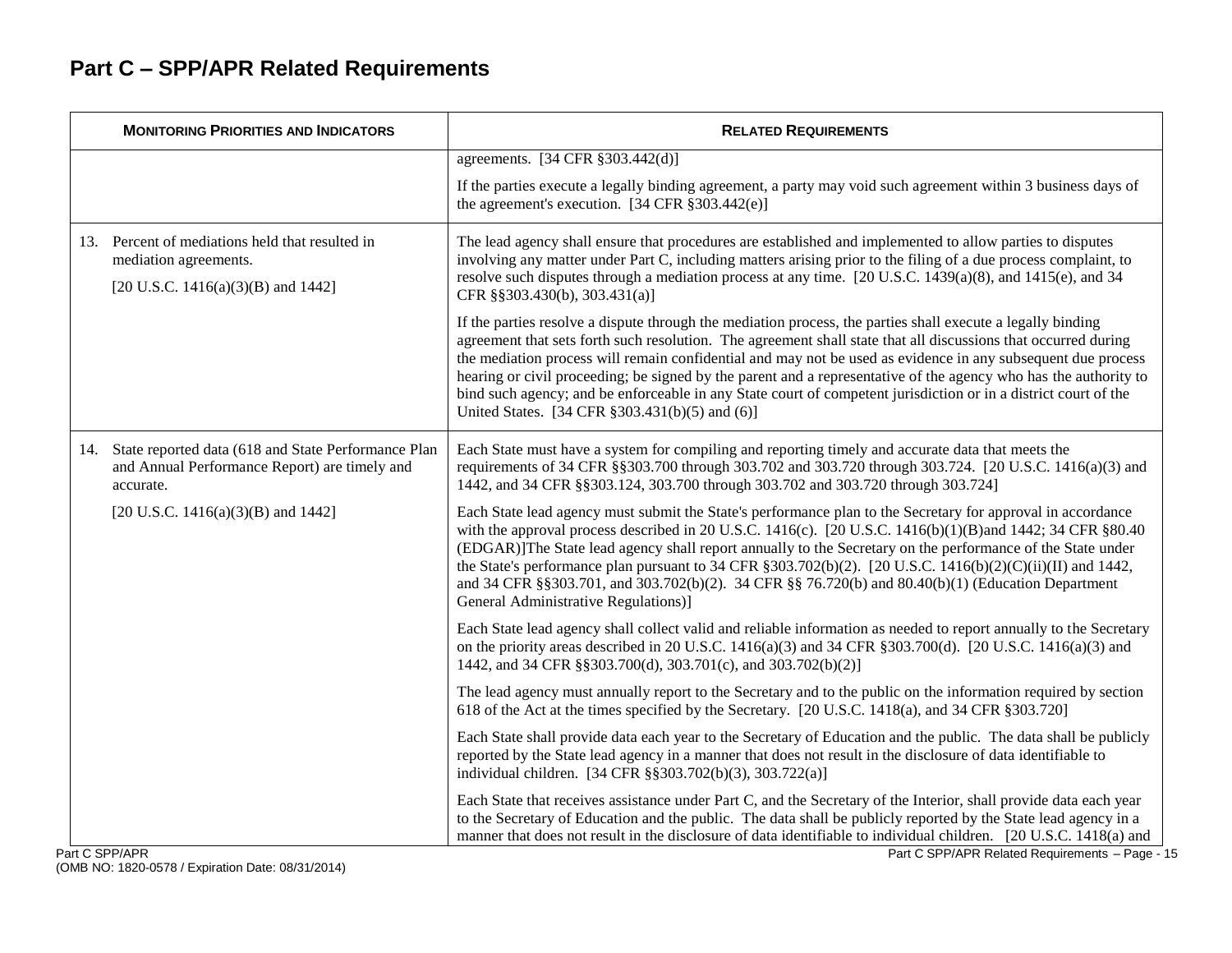## Part C – SPP/APR Related Requirements

| MONITORING PRIORITIES AND INDICATORS | RELATED REQUIREMENTS |
|---|---|
| | agreements. [34 CFR §303.442(d)]<br><br>If the parties execute a legally binding agreement, a party may void such agreement within 3 business days of the agreement's execution. [34 CFR §303.442(e)] |
| 13. Percent of mediations held that resulted in mediation agreements.<br><br>[20 U.S.C. 1416(a)(3)(B) and 1442] | The lead agency shall ensure that procedures are established and implemented to allow parties to disputes involving any matter under Part C, including matters arising prior to the filing of a due process complaint, to resolve such disputes through a mediation process at any time. [20 U.S.C. 1439(a)(8), and 1415(e), and 34 CFR §§303.430(b), 303.431(a)]<br><br>If the parties resolve a dispute through the mediation process, the parties shall execute a legally binding agreement that sets forth such resolution. The agreement shall state that all discussions that occurred during the mediation process will remain confidential and may not be used as evidence in any subsequent due process hearing or civil proceeding; be signed by the parent and a representative of the agency who has the authority to bind such agency; and be enforceable in any State court of competent jurisdiction or in a district court of the United States. [34 CFR §303.431(b)(5) and (6)] |
| 14. State reported data (618 and State Performance Plan and Annual Performance Report) are timely and accurate.<br><br>[20 U.S.C. 1416(a)(3)(B) and 1442] | Each State must have a system for compiling and reporting timely and accurate data that meets the requirements of 34 CFR §§303.700 through 303.702 and 303.720 through 303.724. [20 U.S.C. 1416(a)(3) and 1442, and 34 CFR §§303.124, 303.700 through 303.702 and 303.720 through 303.724]<br><br>Each State lead agency must submit the State's performance plan to the Secretary for approval in accordance with the approval process described in 20 U.S.C. 1416(c). [20 U.S.C. 1416(b)(1)(B)and 1442; 34 CFR §80.40 (EDGAR)]The State lead agency shall report annually to the Secretary on the performance of the State under the State's performance plan pursuant to 34 CFR §303.702(b)(2). [20 U.S.C. 1416(b)(2)(C)(ii)(II) and 1442, and 34 CFR §§303.701, and 303.702(b)(2). 34 CFR §§ 76.720(b) and 80.40(b)(1) (Education Department General Administrative Regulations)]<br><br>Each State lead agency shall collect valid and reliable information as needed to report annually to the Secretary on the priority areas described in 20 U.S.C. 1416(a)(3) and 34 CFR §303.700(d). [20 U.S.C. 1416(a)(3) and 1442, and 34 CFR §§303.700(d), 303.701(c), and 303.702(b)(2)]<br><br>The lead agency must annually report to the Secretary and to the public on the information required by section 618 of the Act at the times specified by the Secretary. [20 U.S.C. 1418(a), and 34 CFR §303.720]<br><br>Each State shall provide data each year to the Secretary of Education and the public. The data shall be publicly reported by the State lead agency in a manner that does not result in the disclosure of data identifiable to individual children. [34 CFR §§303.702(b)(3), 303.722(a)]<br><br>Each State that receives assistance under Part C, and the Secretary of the Interior, shall provide data each year to the Secretary of Education and the public. The data shall be publicly reported by the State lead agency in a manner that does not result in the disclosure of data identifiable to individual children. [20 U.S.C. 1418(a) and |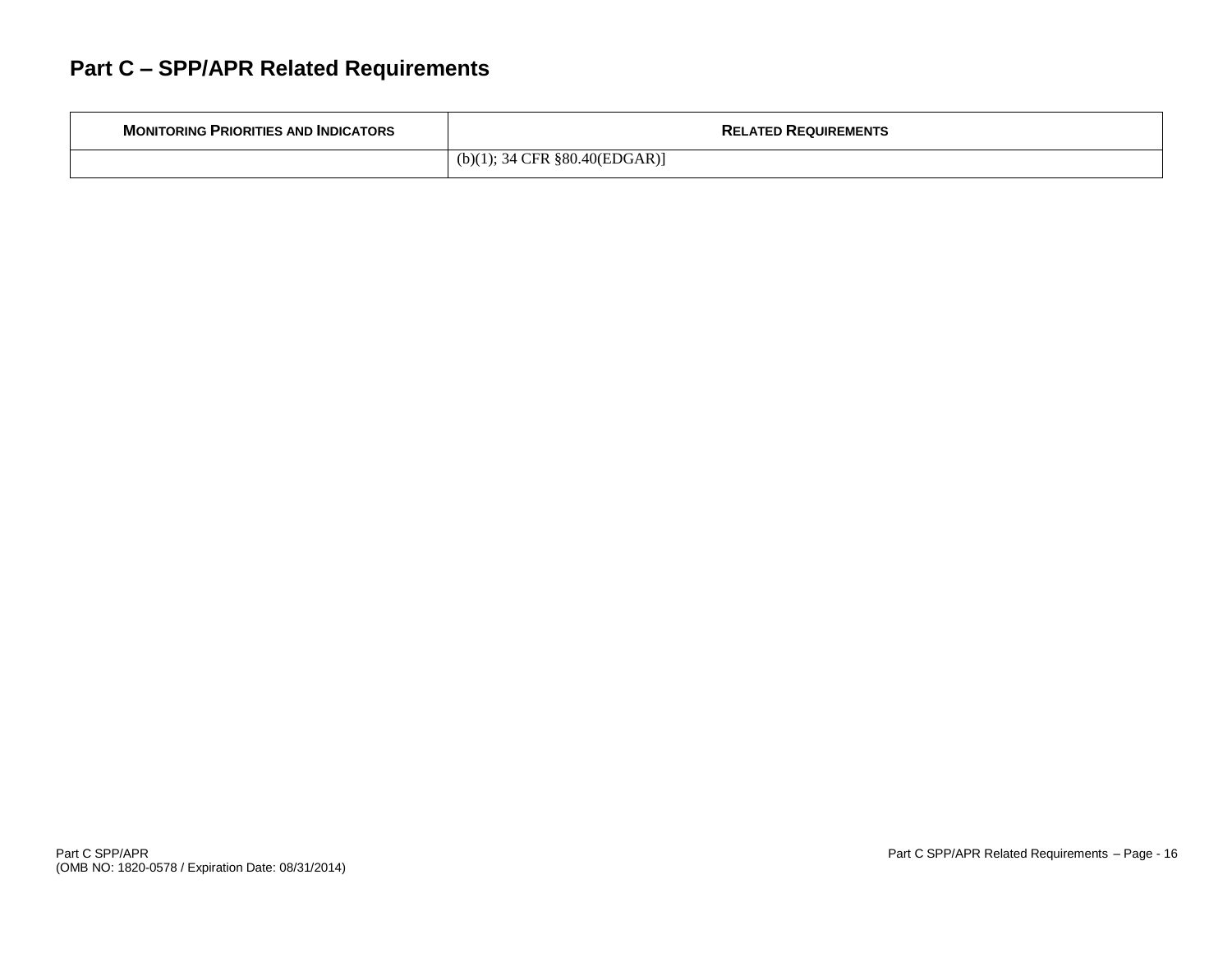## Part C – SPP/APR Related Requirements

| MONITORING PRIORITIES AND INDICATORS | RELATED REQUIREMENTS |
|---|---|
| | (b)(1); 34 CFR §80.40(EDGAR)] |